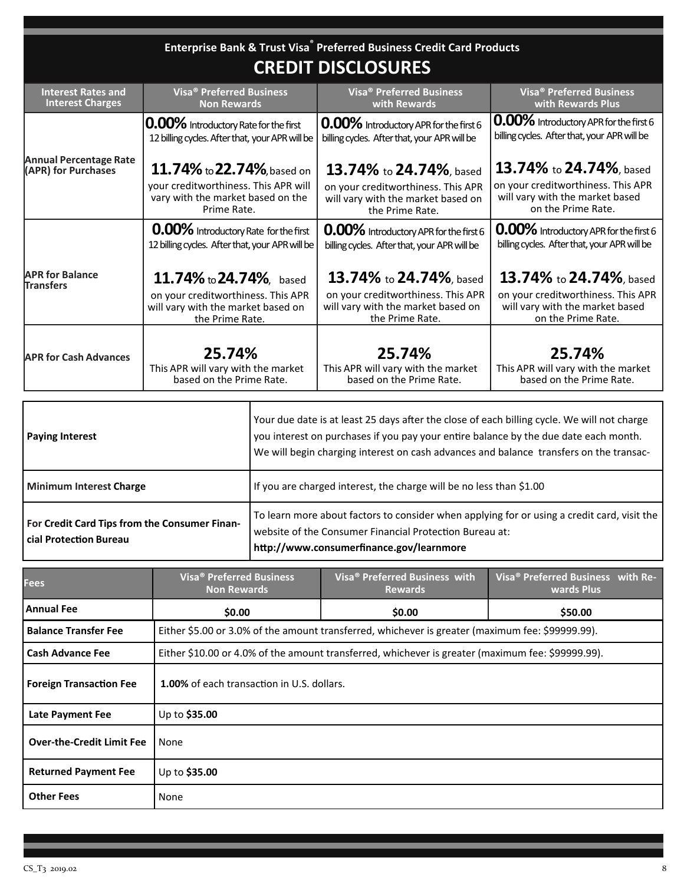# Enterprise Bank & Trust Visa® Preferred Business Credit Card Products

## CREDIT DISCLOSURES

| Interest Rates and Interest Charges | Visa® Preferred Business Non Rewards | Visa® Preferred Business with Rewards | Visa® Preferred Business with Rewards Plus |
|---|---|---|---|
| Annual Percentage Rate (APR) for Purchases | **0.00%** Introductory Rate for the first 12 billing cycles. After that, your APR will be **11.74%** to **22.74%**, based on your creditworthiness. This APR will vary with the market based on the Prime Rate. | **0.00%** Introductory APR for the first 6 billing cycles. After that, your APR will be **13.74%** to **24.74%**, based on your creditworthiness. This APR will vary with the market based on the Prime Rate. | **0.00%** Introductory APR for the first 6 billing cycles. After that, your APR will be **13.74%** to **24.74%**, based on your creditworthiness. This APR will vary with the market based on the Prime Rate. |
| APR for Balance Transfers | **0.00%** Introductory Rate for the first 12 billing cycles. After that, your APR will be **11.74%** to **24.74%**, based on your creditworthiness. This APR will vary with the market based on the Prime Rate. | **0.00%** Introductory APR for the first 6 billing cycles. After that, your APR will be **13.74%** to **24.74%**, based on your creditworthiness. This APR will vary with the market based on the Prime Rate. | **0.00%** Introductory APR for the first 6 billing cycles. After that, your APR will be **13.74%** to **24.74%**, based on your creditworthiness. This APR will vary with the market based on the Prime Rate. |
| APR for Cash Advances | **25.74%** This APR will vary with the market based on the Prime Rate. | **25.74%** This APR will vary with the market based on the Prime Rate. | **25.74%** This APR will vary with the market based on the Prime Rate. |

| | |
|---|---|
| **Paying Interest** | Your due date is at least 25 days after the close of each billing cycle. We will not charge you interest on purchases if you pay your entire balance by the due date each month. We will begin charging interest on cash advances and balance transfers on the transac- |
| **Minimum Interest Charge** | If you are charged interest, the charge will be no less than $1.00 |
| **For Credit Card Tips from the Consumer Financial Protection Bureau** | To learn more about factors to consider when applying for or using a credit card, visit the website of the Consumer Financial Protection Bureau at: **http://www.consumerfinance.gov/learnmore** |

| Fees | Visa® Preferred Business Non Rewards | Visa® Preferred Business with Rewards | Visa® Preferred Business with Rewards Plus |
|---|---|---|---|
| **Annual Fee** | **$0.00** | **$0.00** | **$50.00** |
| **Balance Transfer Fee** | Either $5.00 or 3.0% of the amount transferred, whichever is greater (maximum fee: $99999.99). | | |
| **Cash Advance Fee** | Either $10.00 or 4.0% of the amount transferred, whichever is greater (maximum fee: $99999.99). | | |
| **Foreign Transaction Fee** | **1.00%** of each transaction in U.S. dollars. | | |
| **Late Payment Fee** | Up to **$35.00** | | |
| **Over-the-Credit Limit Fee** | None | | |
| **Returned Payment Fee** | Up to **$35.00** | | |
| **Other Fees** | None | | |

CS_T3 2019.02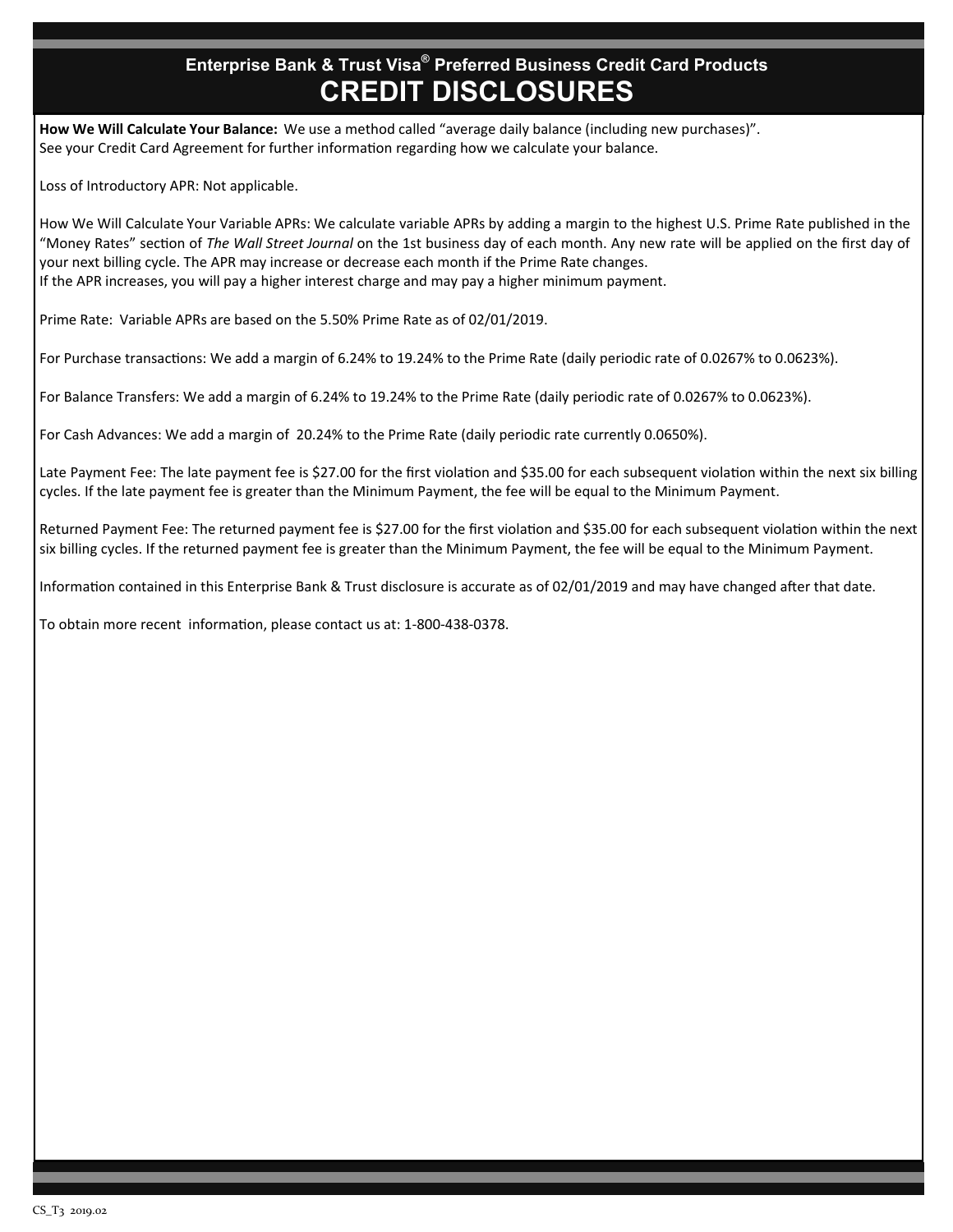## Enterprise Bank & Trust Visa® Preferred Business Credit Card Products

# CREDIT DISCLOSURES

**How We Will Calculate Your Balance:** We use a method called "average daily balance (including new purchases)". See your Credit Card Agreement for further information regarding how we calculate your balance.

Loss of Introductory APR: Not applicable.

How We Will Calculate Your Variable APRs: We calculate variable APRs by adding a margin to the highest U.S. Prime Rate published in the "Money Rates" section of *The Wall Street Journal* on the 1st business day of each month. Any new rate will be applied on the first day of your next billing cycle. The APR may increase or decrease each month if the Prime Rate changes.
If the APR increases, you will pay a higher interest charge and may pay a higher minimum payment.

Prime Rate: Variable APRs are based on the 5.50% Prime Rate as of 02/01/2019.

For Purchase transactions: We add a margin of 6.24% to 19.24% to the Prime Rate (daily periodic rate of 0.0267% to 0.0623%).

For Balance Transfers: We add a margin of 6.24% to 19.24% to the Prime Rate (daily periodic rate of 0.0267% to 0.0623%).

For Cash Advances: We add a margin of 20.24% to the Prime Rate (daily periodic rate currently 0.0650%).

Late Payment Fee: The late payment fee is $27.00 for the first violation and $35.00 for each subsequent violation within the next six billing cycles. If the late payment fee is greater than the Minimum Payment, the fee will be equal to the Minimum Payment.

Returned Payment Fee: The returned payment fee is $27.00 for the first violation and $35.00 for each subsequent violation within the next six billing cycles. If the returned payment fee is greater than the Minimum Payment, the fee will be equal to the Minimum Payment.

Information contained in this Enterprise Bank & Trust disclosure is accurate as of 02/01/2019 and may have changed after that date.

To obtain more recent information, please contact us at: 1-800-438-0378.

CS_T3 2019.02